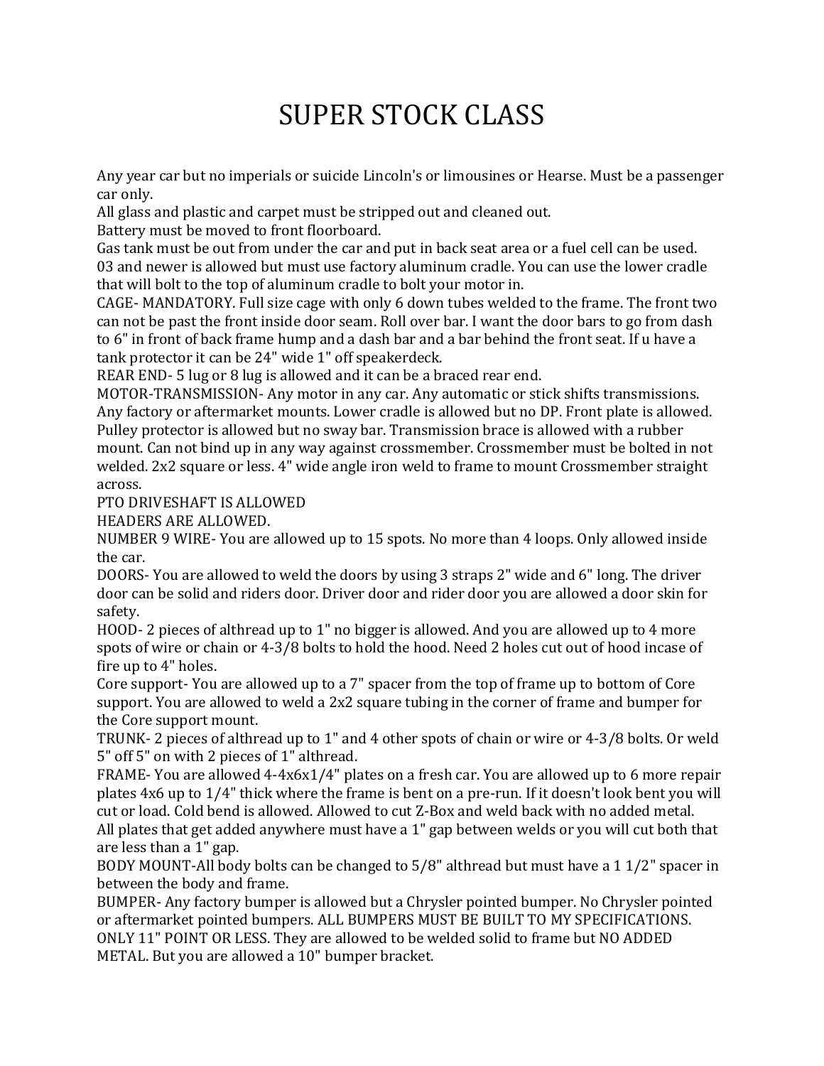# SUPER STOCK CLASS

Any year car but no imperials or suicide Lincoln's or limousines or Hearse. Must be a passenger car only.

All glass and plastic and carpet must be stripped out and cleaned out.

Battery must be moved to front floorboard.

Gas tank must be out from under the car and put in back seat area or a fuel cell can be used.

03 and newer is allowed but must use factory aluminum cradle. You can use the lower cradle that will bolt to the top of aluminum cradle to bolt your motor in.

CAGE- MANDATORY. Full size cage with only 6 down tubes welded to the frame. The front two can not be past the front inside door seam. Roll over bar. I want the door bars to go from dash to 6" in front of back frame hump and a dash bar and a bar behind the front seat. If u have a tank protector it can be 24" wide 1" off speakerdeck.

REAR END- 5 lug or 8 lug is allowed and it can be a braced rear end.

MOTOR-TRANSMISSION- Any motor in any car. Any automatic or stick shifts transmissions. Any factory or aftermarket mounts. Lower cradle is allowed but no DP. Front plate is allowed. Pulley protector is allowed but no sway bar. Transmission brace is allowed with a rubber mount. Can not bind up in any way against crossmember. Crossmember must be bolted in not welded. 2x2 square or less. 4" wide angle iron weld to frame to mount Crossmember straight across.

PTO DRIVESHAFT IS ALLOWED

HEADERS ARE ALLOWED.

NUMBER 9 WIRE- You are allowed up to 15 spots. No more than 4 loops. Only allowed inside the car.

DOORS- You are allowed to weld the doors by using 3 straps 2" wide and 6" long. The driver door can be solid and riders door. Driver door and rider door you are allowed a door skin for safety.

HOOD- 2 pieces of althread up to 1" no bigger is allowed. And you are allowed up to 4 more spots of wire or chain or 4-3/8 bolts to hold the hood. Need 2 holes cut out of hood incase of fire up to 4" holes.

Core support- You are allowed up to a 7" spacer from the top of frame up to bottom of Core support. You are allowed to weld a 2x2 square tubing in the corner of frame and bumper for the Core support mount.

TRUNK- 2 pieces of althread up to 1" and 4 other spots of chain or wire or 4-3/8 bolts. Or weld 5" off 5" on with 2 pieces of 1" althread.

FRAME- You are allowed 4-4x6x1/4" plates on a fresh car. You are allowed up to 6 more repair plates 4x6 up to 1/4" thick where the frame is bent on a pre-run. If it doesn't look bent you will cut or load. Cold bend is allowed. Allowed to cut Z-Box and weld back with no added metal. All plates that get added anywhere must have a 1" gap between welds or you will cut both that are less than a 1" gap.

BODY MOUNT-All body bolts can be changed to 5/8" althread but must have a 1 1/2" spacer in between the body and frame.

BUMPER- Any factory bumper is allowed but a Chrysler pointed bumper. No Chrysler pointed or aftermarket pointed bumpers. ALL BUMPERS MUST BE BUILT TO MY SPECIFICATIONS. ONLY 11" POINT OR LESS. They are allowed to be welded solid to frame but NO ADDED METAL. But you are allowed a 10" bumper bracket.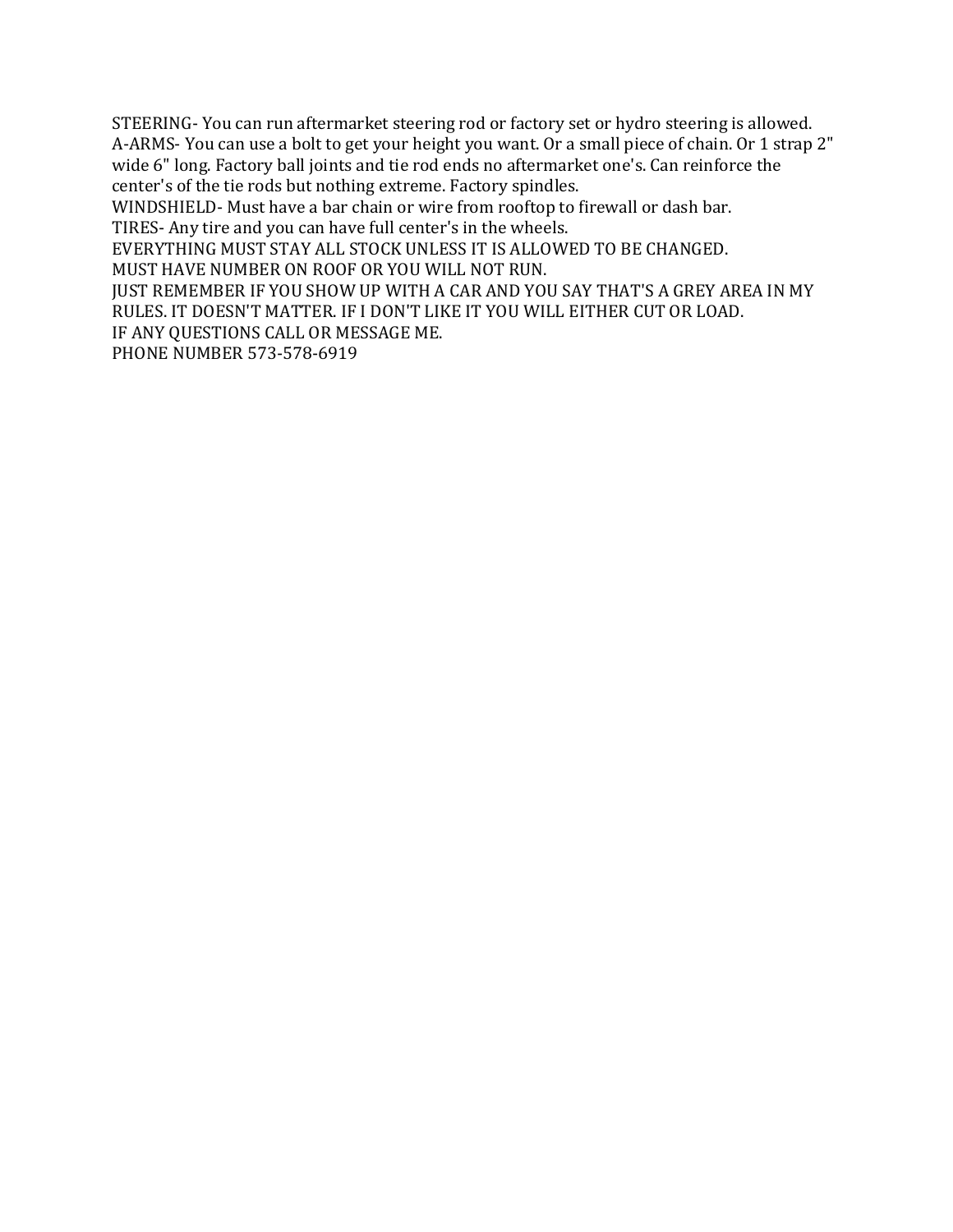STEERING- You can run aftermarket steering rod or factory set or hydro steering is allowed.
A-ARMS- You can use a bolt to get your height you want. Or a small piece of chain. Or 1 strap 2" wide 6" long. Factory ball joints and tie rod ends no aftermarket one's. Can reinforce the center's of the tie rods but nothing extreme. Factory spindles.
WINDSHIELD- Must have a bar chain or wire from rooftop to firewall or dash bar.
TIRES- Any tire and you can have full center's in the wheels.
EVERYTHING MUST STAY ALL STOCK UNLESS IT IS ALLOWED TO BE CHANGED.
MUST HAVE NUMBER ON ROOF OR YOU WILL NOT RUN.
JUST REMEMBER IF YOU SHOW UP WITH A CAR AND YOU SAY THAT'S A GREY AREA IN MY RULES. IT DOESN'T MATTER. IF I DON'T LIKE IT YOU WILL EITHER CUT OR LOAD.
IF ANY QUESTIONS CALL OR MESSAGE ME.
PHONE NUMBER 573-578-6919